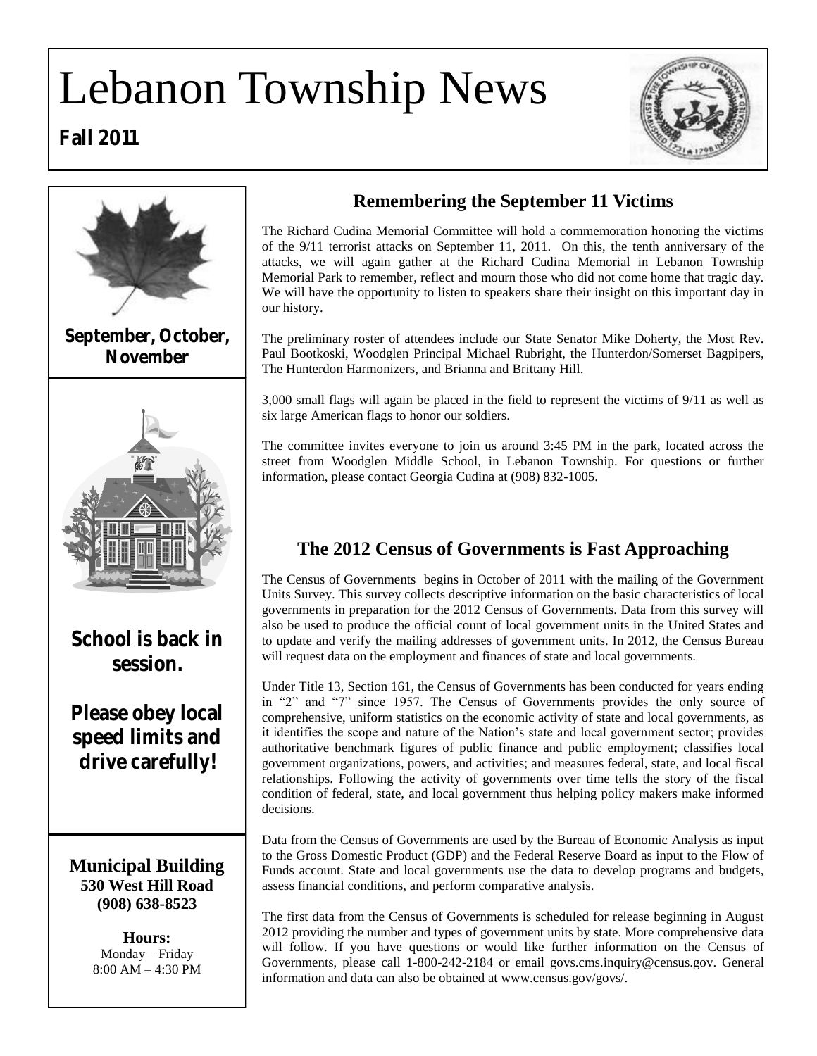# Lebanon Township News

**Fall 2011**

**September, October, November**

**School is back in session.**

**Please obey local speed limits and drive carefully!**

**Municipal Building**
**530 West Hill Road**
**(908) 638-8523**

**Hours:**
Monday – Friday
8:00 AM – 4:30 PM

## Remembering the September 11 Victims

The Richard Cudina Memorial Committee will hold a commemoration honoring the victims of the 9/11 terrorist attacks on September 11, 2011. On this, the tenth anniversary of the attacks, we will again gather at the Richard Cudina Memorial in Lebanon Township Memorial Park to remember, reflect and mourn those who did not come home that tragic day. We will have the opportunity to listen to speakers share their insight on this important day in our history.

The preliminary roster of attendees include our State Senator Mike Doherty, the Most Rev. Paul Bootkoski, Woodglen Principal Michael Rubright, the Hunterdon/Somerset Bagpipers, The Hunterdon Harmonizers, and Brianna and Brittany Hill.

3,000 small flags will again be placed in the field to represent the victims of 9/11 as well as six large American flags to honor our soldiers.

The committee invites everyone to join us around 3:45 PM in the park, located across the street from Woodglen Middle School, in Lebanon Township. For questions or further information, please contact Georgia Cudina at (908) 832-1005.

## The 2012 Census of Governments is Fast Approaching

The Census of Governments begins in October of 2011 with the mailing of the Government Units Survey. This survey collects descriptive information on the basic characteristics of local governments in preparation for the 2012 Census of Governments. Data from this survey will also be used to produce the official count of local government units in the United States and to update and verify the mailing addresses of government units. In 2012, the Census Bureau will request data on the employment and finances of state and local governments.

Under Title 13, Section 161, the Census of Governments has been conducted for years ending in "2" and "7" since 1957. The Census of Governments provides the only source of comprehensive, uniform statistics on the economic activity of state and local governments, as it identifies the scope and nature of the Nation's state and local government sector; provides authoritative benchmark figures of public finance and public employment; classifies local government organizations, powers, and activities; and measures federal, state, and local fiscal relationships. Following the activity of governments over time tells the story of the fiscal condition of federal, state, and local government thus helping policy makers make informed decisions.

Data from the Census of Governments are used by the Bureau of Economic Analysis as input to the Gross Domestic Product (GDP) and the Federal Reserve Board as input to the Flow of Funds account. State and local governments use the data to develop programs and budgets, assess financial conditions, and perform comparative analysis.

The first data from the Census of Governments is scheduled for release beginning in August 2012 providing the number and types of government units by state. More comprehensive data will follow. If you have questions or would like further information on the Census of Governments, please call 1-800-242-2184 or email govs.cms.inquiry@census.gov. General information and data can also be obtained at www.census.gov/govs/.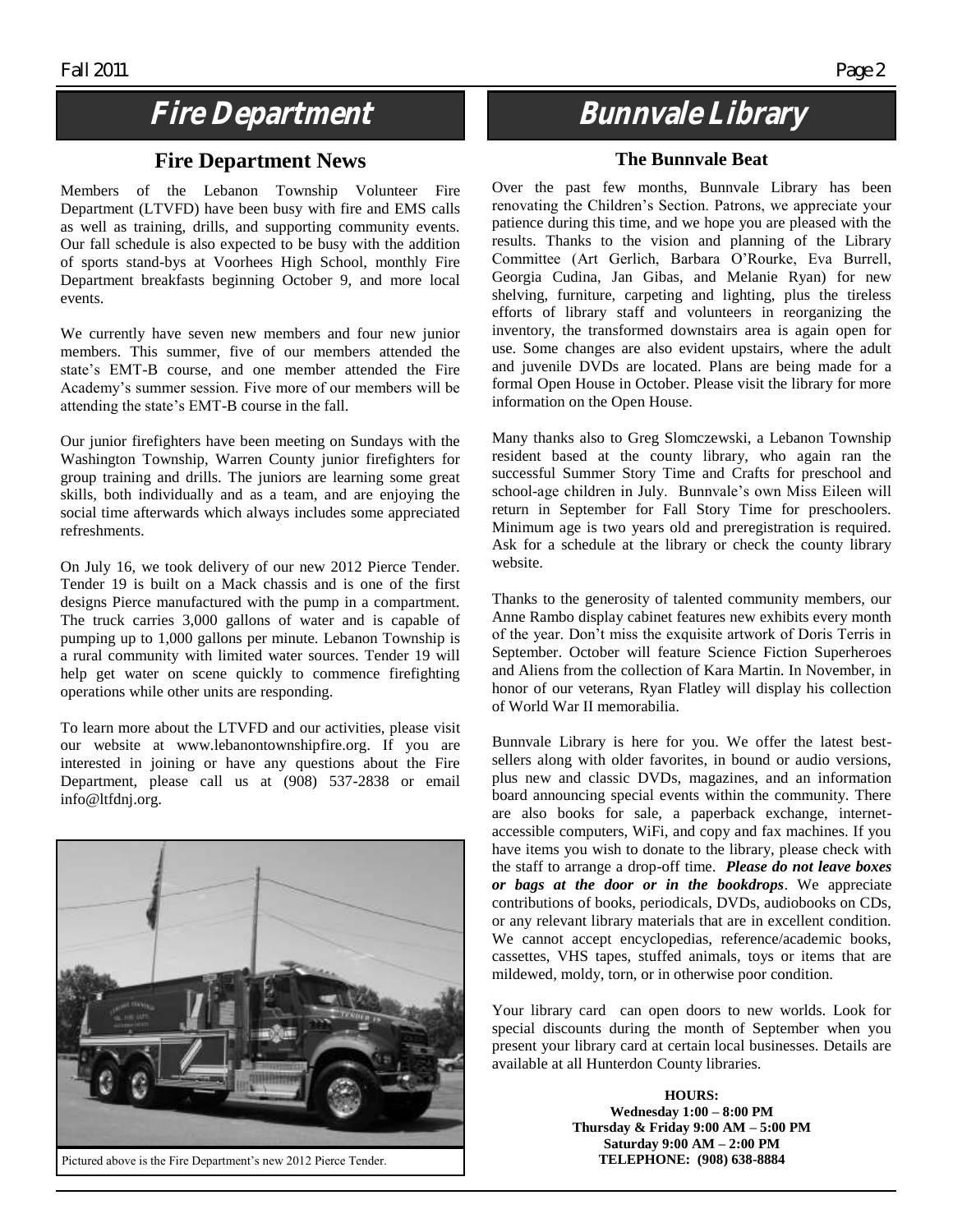# Fire Department

## Fire Department News

Members of the Lebanon Township Volunteer Fire Department (LTVFD) have been busy with fire and EMS calls as well as training, drills, and supporting community events. Our fall schedule is also expected to be busy with the addition of sports stand-bys at Voorhees High School, monthly Fire Department breakfasts beginning October 9, and more local events.

We currently have seven new members and four new junior members. This summer, five of our members attended the state's EMT-B course, and one member attended the Fire Academy's summer session. Five more of our members will be attending the state's EMT-B course in the fall.

Our junior firefighters have been meeting on Sundays with the Washington Township, Warren County junior firefighters for group training and drills. The juniors are learning some great skills, both individually and as a team, and are enjoying the social time afterwards which always includes some appreciated refreshments.

On July 16, we took delivery of our new 2012 Pierce Tender. Tender 19 is built on a Mack chassis and is one of the first designs Pierce manufactured with the pump in a compartment. The truck carries 3,000 gallons of water and is capable of pumping up to 1,000 gallons per minute. Lebanon Township is a rural community with limited water sources. Tender 19 will help get water on scene quickly to commence firefighting operations while other units are responding.

To learn more about the LTVFD and our activities, please visit our website at www.lebanontownshipfire.org. If you are interested in joining or have any questions about the Fire Department, please call us at (908) 537-2838 or email info@ltfdnj.org.

Pictured above is the Fire Department's new 2012 Pierce Tender.

# Bunnvale Library

## The Bunnvale Beat

Over the past few months, Bunnvale Library has been renovating the Children's Section. Patrons, we appreciate your patience during this time, and we hope you are pleased with the results. Thanks to the vision and planning of the Library Committee (Art Gerlich, Barbara O'Rourke, Eva Burrell, Georgia Cudina, Jan Gibas, and Melanie Ryan) for new shelving, furniture, carpeting and lighting, plus the tireless efforts of library staff and volunteers in reorganizing the inventory, the transformed downstairs area is again open for use. Some changes are also evident upstairs, where the adult and juvenile DVDs are located. Plans are being made for a formal Open House in October. Please visit the library for more information on the Open House.

Many thanks also to Greg Slomczewski, a Lebanon Township resident based at the county library, who again ran the successful Summer Story Time and Crafts for preschool and school-age children in July. Bunnvale's own Miss Eileen will return in September for Fall Story Time for preschoolers. Minimum age is two years old and preregistration is required. Ask for a schedule at the library or check the county library website.

Thanks to the generosity of talented community members, our Anne Rambo display cabinet features new exhibits every month of the year. Don't miss the exquisite artwork of Doris Terris in September. October will feature Science Fiction Superheroes and Aliens from the collection of Kara Martin. In November, in honor of our veterans, Ryan Flatley will display his collection of World War II memorabilia.

Bunnvale Library is here for you. We offer the latest best-sellers along with older favorites, in bound or audio versions, plus new and classic DVDs, magazines, and an information board announcing special events within the community. There are also books for sale, a paperback exchange, internet-accessible computers, WiFi, and copy and fax machines. If you have items you wish to donate to the library, please check with the staff to arrange a drop-off time. ***Please do not leave boxes or bags at the door or in the bookdrops***. We appreciate contributions of books, periodicals, DVDs, audiobooks on CDs, or any relevant library materials that are in excellent condition. We cannot accept encyclopedias, reference/academic books, cassettes, VHS tapes, stuffed animals, toys or items that are mildewed, moldy, torn, or in otherwise poor condition.

Your library card can open doors to new worlds. Look for special discounts during the month of September when you present your library card at certain local businesses. Details are available at all Hunterdon County libraries.

**HOURS:**
**Wednesday 1:00 – 8:00 PM**
**Thursday & Friday 9:00 AM – 5:00 PM**
**Saturday 9:00 AM – 2:00 PM**
**TELEPHONE: (908) 638-8884**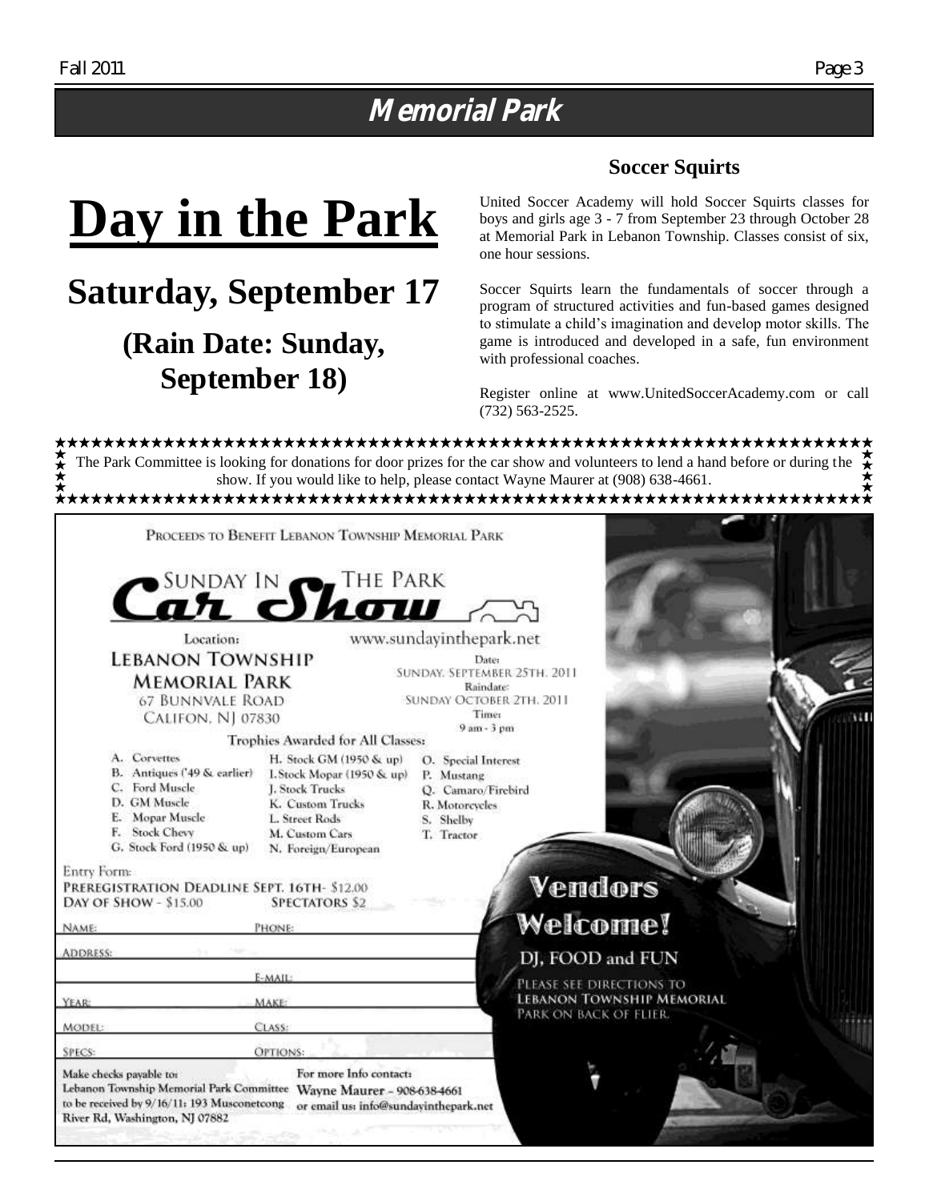# Memorial Park

# Day in the Park

## Saturday, September 17

### (Rain Date: Sunday, September 18)

### Soccer Squirts

United Soccer Academy will hold Soccer Squirts classes for boys and girls age 3 - 7 from September 23 through October 28 at Memorial Park in Lebanon Township. Classes consist of six, one hour sessions.

Soccer Squirts learn the fundamentals of soccer through a program of structured activities and fun-based games designed to stimulate a child's imagination and develop motor skills. The game is introduced and developed in a safe, fun environment with professional coaches.

Register online at www.UnitedSoccerAcademy.com or call (732) 563-2525.

The Park Committee is looking for donations for door prizes for the car show and volunteers to lend a hand before or during the show. If you would like to help, please contact Wayne Maurer at (908) 638-4661.

PROCEEDS TO BENEFIT LEBANON TOWNSHIP MEMORIAL PARK

## SUNDAY IN THE PARK Car Show

Location:
LEBANON TOWNSHIP MEMORIAL PARK
67 BUNNVALE ROAD
CALIFON, NJ 07830

www.sundayinthepark.net

Date: SUNDAY, SEPTEMBER 25TH, 2011
Raindate: SUNDAY OCTOBER 2TH, 2011
Time: 9 am - 3 pm

Trophies Awarded for All Classes:

A. Corvettes
B. Antiques ('49 & earlier)
C. Ford Muscle
D. GM Muscle
E. Mopar Muscle
F. Stock Chevy
G. Stock Ford (1950 & up)
H. Stock GM (1950 & up)
I. Stock Mopar (1950 & up)
J. Stock Trucks
K. Custom Trucks
L. Street Rods
M. Custom Cars
N. Foreign/European
O. Special Interest
P. Mustang
Q. Camaro/Firebird
R. Motorcycles
S. Shelby
T. Tractor

Entry Form:
PREREGISTRATION DEADLINE SEPT. 16TH- $12.00
DAY OF SHOW - $15.00
SPECTATORS $2

NAME: ____ PHONE: ____
ADDRESS: ____
E-MAIL: ____
YEAR: ____ MAKE: ____
MODEL: ____ CLASS: ____
SPECS: ____ OPTIONS: ____

Make checks payable to: Lebanon Township Memorial Park Committee to be received by 9/16/11: 193 Musconetcong River Rd, Washington, NJ 07882

For more Info contact: Wayne Maurer - 908-638-4661 or email us: info@sundayinthepark.net

**Vendors Welcome!**

DJ, FOOD and FUN

PLEASE SEE DIRECTIONS TO LEBANON TOWNSHIP MEMORIAL PARK ON BACK OF FLIER.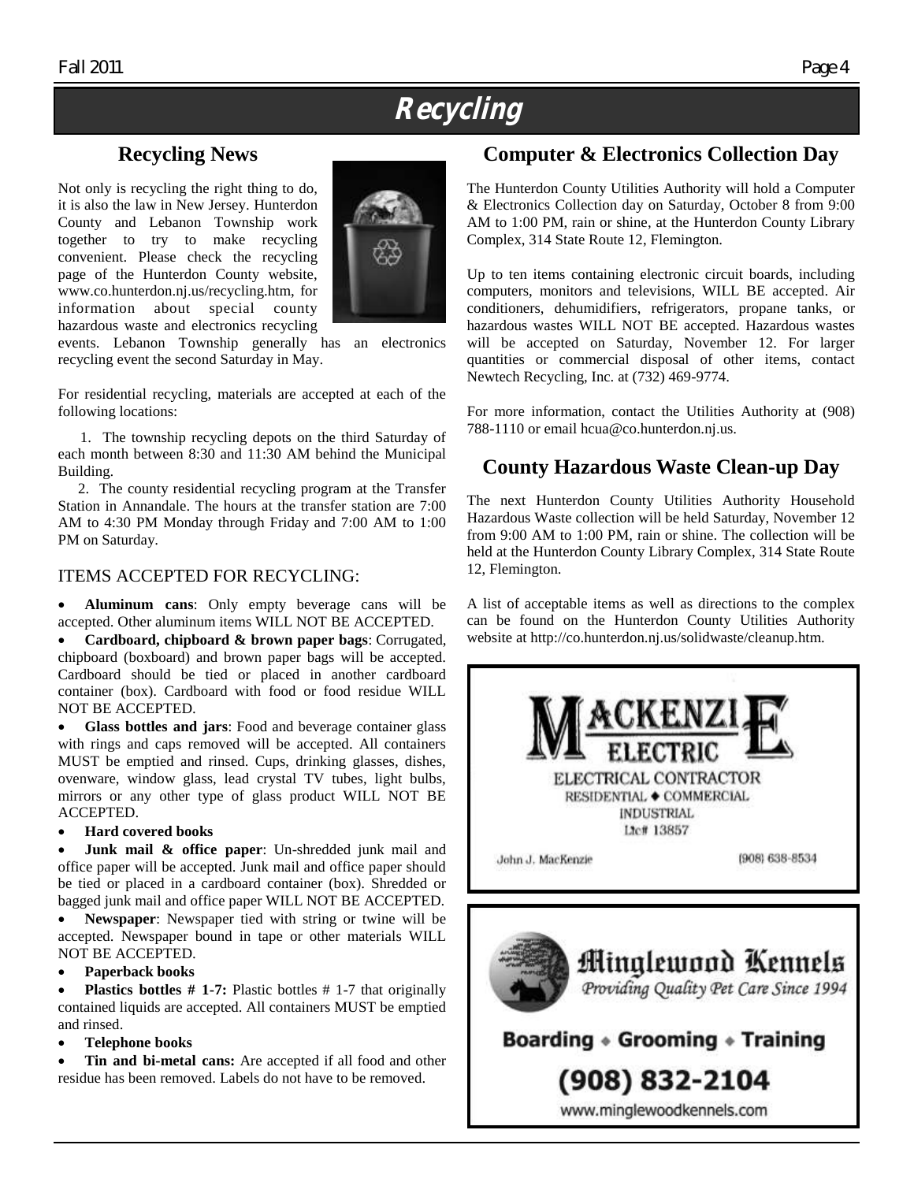# Recycling

## Recycling News

Not only is recycling the right thing to do, it is also the law in New Jersey. Hunterdon County and Lebanon Township work together to try to make recycling convenient. Please check the recycling page of the Hunterdon County website, www.co.hunterdon.nj.us/recycling.htm, for information about special county hazardous waste and electronics recycling events. Lebanon Township generally has an electronics recycling event the second Saturday in May.

For residential recycling, materials are accepted at each of the following locations:

1. The township recycling depots on the third Saturday of each month between 8:30 and 11:30 AM behind the Municipal Building.
2. The county residential recycling program at the Transfer Station in Annandale. The hours at the transfer station are 7:00 AM to 4:30 PM Monday through Friday and 7:00 AM to 1:00 PM on Saturday.

### ITEMS ACCEPTED FOR RECYCLING:

- **Aluminum cans**: Only empty beverage cans will be accepted. Other aluminum items WILL NOT BE ACCEPTED.
- **Cardboard, chipboard & brown paper bags**: Corrugated, chipboard (boxboard) and brown paper bags will be accepted. Cardboard should be tied or placed in another cardboard container (box). Cardboard with food or food residue WILL NOT BE ACCEPTED.
- **Glass bottles and jars**: Food and beverage container glass with rings and caps removed will be accepted. All containers MUST be emptied and rinsed. Cups, drinking glasses, dishes, ovenware, window glass, lead crystal TV tubes, light bulbs, mirrors or any other type of glass product WILL NOT BE ACCEPTED.
- **Hard covered books**
- **Junk mail & office paper**: Un-shredded junk mail and office paper will be accepted. Junk mail and office paper should be tied or placed in a cardboard container (box). Shredded or bagged junk mail and office paper WILL NOT BE ACCEPTED.
- **Newspaper**: Newspaper tied with string or twine will be accepted. Newspaper bound in tape or other materials WILL NOT BE ACCEPTED.
- **Paperback books**
- **Plastics bottles # 1-7:** Plastic bottles # 1-7 that originally contained liquids are accepted. All containers MUST be emptied and rinsed.
- **Telephone books**
- **Tin and bi-metal cans:** Are accepted if all food and other residue has been removed. Labels do not have to be removed.

## Computer & Electronics Collection Day

The Hunterdon County Utilities Authority will hold a Computer & Electronics Collection day on Saturday, October 8 from 9:00 AM to 1:00 PM, rain or shine, at the Hunterdon County Library Complex, 314 State Route 12, Flemington.

Up to ten items containing electronic circuit boards, including computers, monitors and televisions, WILL BE accepted. Air conditioners, dehumidifiers, refrigerators, propane tanks, or hazardous wastes WILL NOT BE accepted. Hazardous wastes will be accepted on Saturday, November 12. For larger quantities or commercial disposal of other items, contact Newtech Recycling, Inc. at (732) 469-9774.

For more information, contact the Utilities Authority at (908) 788-1110 or email hcua@co.hunterdon.nj.us.

## County Hazardous Waste Clean-up Day

The next Hunterdon County Utilities Authority Household Hazardous Waste collection will be held Saturday, November 12 from 9:00 AM to 1:00 PM, rain or shine. The collection will be held at the Hunterdon County Library Complex, 314 State Route 12, Flemington.

A list of acceptable items as well as directions to the complex can be found on the Hunterdon County Utilities Authority website at http://co.hunterdon.nj.us/solidwaste/cleanup.htm.

**MACKENZIE ELECTRIC**
ELECTRICAL CONTRACTOR
RESIDENTIAL ◆ COMMERCIAL
INDUSTRIAL
Lic# 13857
John J. MacKenzie (908) 638-8534

**Minglewood Kennels**
*Providing Quality Pet Care Since 1994*
Boarding • Grooming • Training
(908) 832-2104
www.minglewoodkennels.com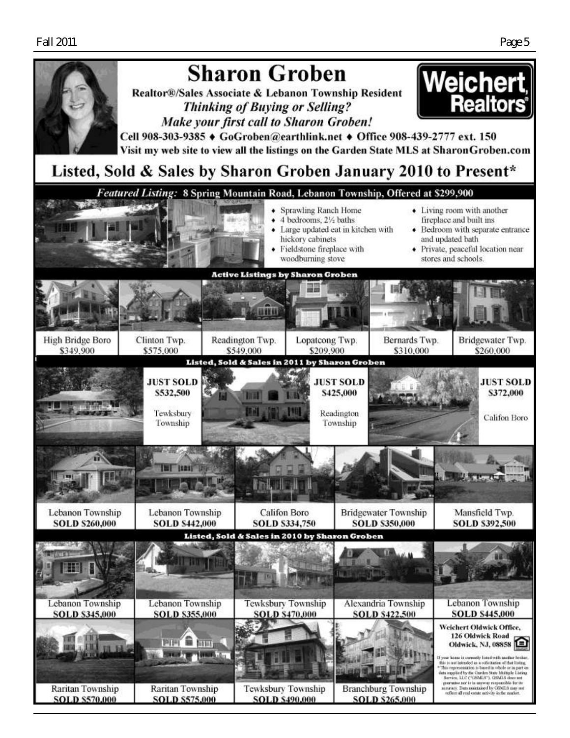# Sharon Groben

**Realtor®/Sales Associate & Lebanon Township Resident**

***Thinking of Buying or Selling?***

***Make your first call to Sharon Groben!***

**Weichert, Realtors®**

**Cell 908-303-9385 ♦ GoGroben@earthlink.net ♦ Office 908-439-2777 ext. 150**

**Visit my web site to view all the listings on the Garden State MLS at SharonGroben.com**

## Listed, Sold & Sales by Sharon Groben January 2010 to Present*

### *Featured Listing:* 8 Spring Mountain Road, Lebanon Township, Offered at $299,900

- Sprawling Ranch Home
- 4 bedrooms, 2½ baths
- Large updated eat in kitchen with hickory cabinets
- Fieldstone fireplace with woodburning stove
- Living room with another fireplace and built ins
- Bedroom with separate entrance and updated bath
- Private, peaceful location near stores and schools.

### Active Listings by Sharon Groben

| High Bridge Boro | Clinton Twp. | Readington Twp. | Lopatcong Twp. | Bernards Twp. | Bridgewater Twp. |
|---|---|---|---|---|---|
| $349,900 | $575,000 | $549,000 | $209,900 | $310,000 | $260,000 |

### Listed, Sold & Sales in 2011 by Sharon Groben

**JUST SOLD**
**$532,500**
Tewksbury Township

**JUST SOLD**
**$425,000**
Readington Township

**JUST SOLD**
**$372,000**
Califon Boro

| Lebanon Township | Lebanon Township | Califon Boro | Bridgewater Township | Mansfield Twp. |
|---|---|---|---|---|
| **SOLD $260,000** | **SOLD $442,000** | **SOLD $334,750** | **SOLD $350,000** | **SOLD $392,500** |

### Listed, Sold & Sales in 2010 by Sharon Groben

| Lebanon Township | Lebanon Township | Tewksbury Township | Alexandria Township | Lebanon Township |
|---|---|---|---|---|
| **SOLD $345,000** | **SOLD $355,000** | **SOLD $470,000** | **SOLD $422,500** | **SOLD $445,000** |

| Raritan Township | Raritan Township | Tewksbury Township | Branchburg Township |
|---|---|---|---|
| **SOLD $570,000** | **SOLD $575,000** | **SOLD $490,000** | **SOLD $265,000** |

**Weichert Oldwick Office,**
**126 Oldwick Road**
**Oldwick, NJ, 08858**

If your home is currently listed with another broker, this is not intended as a solicitation of that listing.
* This representation is based in whole or in part on data supplied by the Garden State Multiple Listing Service, LLC ("GSMLS"). GSMLS does not guarantee nor is in anyway responsible for its accuracy. Data maintained by GSMLS may not reflect all real estate activity in the market.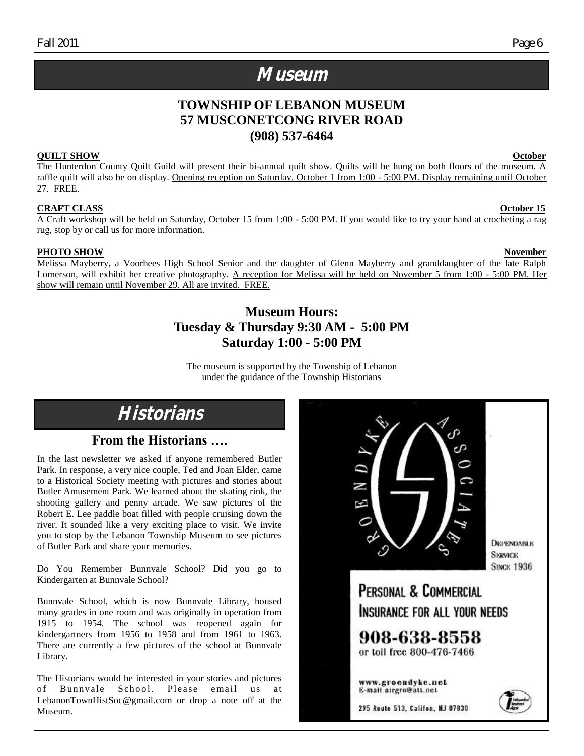# Museum

## TOWNSHIP OF LEBANON MUSEUM
## 57 MUSCONETCONG RIVER ROAD
## (908) 537-6464

**QUILT SHOW** **October**

The Hunterdon County Quilt Guild will present their bi-annual quilt show. Quilts will be hung on both floors of the museum. A raffle quilt will also be on display. Opening reception on Saturday, October 1 from 1:00 - 5:00 PM. Display remaining until October 27. FREE.

**CRAFT CLASS** **October 15**

A Craft workshop will be held on Saturday, October 15 from 1:00 - 5:00 PM. If you would like to try your hand at crocheting a rag rug, stop by or call us for more information.

**PHOTO SHOW** **November**

Melissa Mayberry, a Voorhees High School Senior and the daughter of Glenn Mayberry and granddaughter of the late Ralph Lomerson, will exhibit her creative photography. A reception for Melissa will be held on November 5 from 1:00 - 5:00 PM. Her show will remain until November 29. All are invited. FREE.

### Museum Hours:
### Tuesday & Thursday 9:30 AM - 5:00 PM
### Saturday 1:00 - 5:00 PM

The museum is supported by the Township of Lebanon under the guidance of the Township Historians

# Historians

## From the Historians ….

In the last newsletter we asked if anyone remembered Butler Park. In response, a very nice couple, Ted and Joan Elder, came to a Historical Society meeting with pictures and stories about Butler Amusement Park. We learned about the skating rink, the shooting gallery and penny arcade. We saw pictures of the Robert E. Lee paddle boat filled with people cruising down the river. It sounded like a very exciting place to visit. We invite you to stop by the Lebanon Township Museum to see pictures of Butler Park and share your memories.

Do You Remember Bunnvale School? Did you go to Kindergarten at Bunnvale School?

Bunnvale School, which is now Bunnvale Library, housed many grades in one room and was originally in operation from 1915 to 1954. The school was reopened again for kindergartners from 1956 to 1958 and from 1961 to 1963. There are currently a few pictures of the school at Bunnvale Library.

The Historians would be interested in your stories and pictures of Bunnvale School. Please email us at LebanonTownHistSoc@gmail.com or drop a note off at the Museum.

GROENDYKE ASSOCIATES

Dependable Service Since 1936

PERSONAL & COMMERCIAL INSURANCE FOR ALL YOUR NEEDS

908-638-8558
or toll free 800-476-7466

www.groendyke.net
E-mail airgro@att.net

295 Route 513, Califon, NJ 07830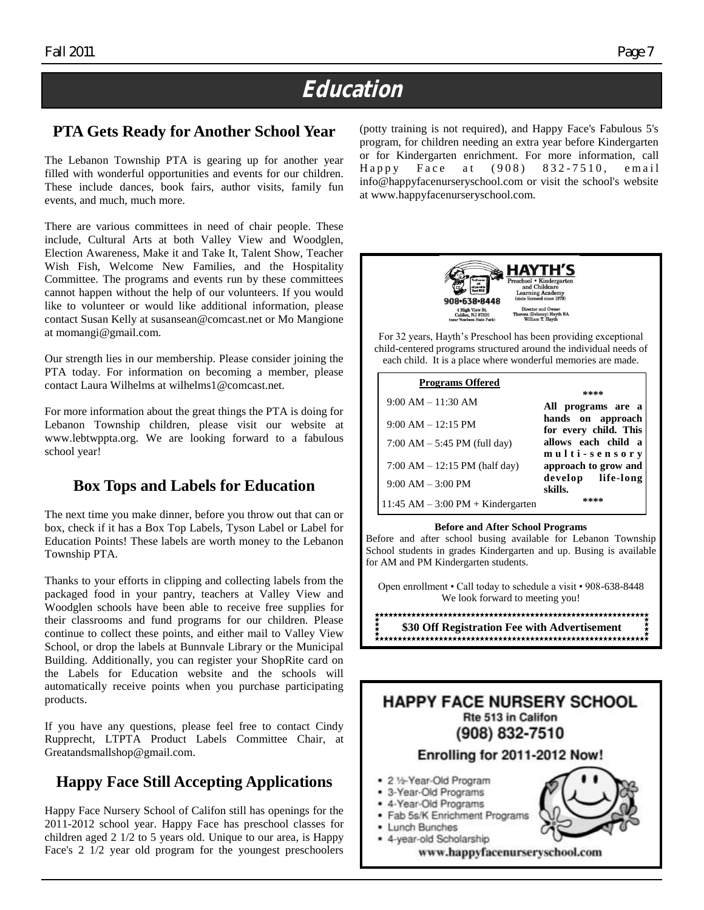# Education

## PTA Gets Ready for Another School Year

The Lebanon Township PTA is gearing up for another year filled with wonderful opportunities and events for our children. These include dances, book fairs, author visits, family fun events, and much, much more.

There are various committees in need of chair people. These include, Cultural Arts at both Valley View and Woodglen, Election Awareness, Make it and Take It, Talent Show, Teacher Wish Fish, Welcome New Families, and the Hospitality Committee. The programs and events run by these committees cannot happen without the help of our volunteers. If you would like to volunteer or would like additional information, please contact Susan Kelly at susansean@comcast.net or Mo Mangione at momangi@gmail.com.

Our strength lies in our membership. Please consider joining the PTA today. For information on becoming a member, please contact Laura Wilhelms at wilhelms1@comcast.net.

For more information about the great things the PTA is doing for Lebanon Township children, please visit our website at www.lebtwppta.org. We are looking forward to a fabulous school year!

## Box Tops and Labels for Education

The next time you make dinner, before you throw out that can or box, check if it has a Box Top Labels, Tyson Label or Label for Education Points! These labels are worth money to the Lebanon Township PTA.

Thanks to your efforts in clipping and collecting labels from the packaged food in your pantry, teachers at Valley View and Woodglen schools have been able to receive free supplies for their classrooms and fund programs for our children. Please continue to collect these points, and either mail to Valley View School, or drop the labels at Bunnvale Library or the Municipal Building. Additionally, you can register your ShopRite card on the Labels for Education website and the schools will automatically receive points when you purchase participating products.

If you have any questions, please feel free to contact Cindy Rupprecht, LTPTA Product Labels Committee Chair, at Greatandsmallshop@gmail.com.

## Happy Face Still Accepting Applications

Happy Face Nursery School of Califon still has openings for the 2011-2012 school year. Happy Face has preschool classes for children aged 2 1/2 to 5 years old. Unique to our area, is Happy Face's 2 1/2 year old program for the youngest preschoolers (potty training is not required), and Happy Face's Fabulous 5's program, for children needing an extra year before Kindergarten or for Kindergarten enrichment. For more information, call Happy Face at (908) 832-7510, email info@happyfacenurseryschool.com or visit the school's website at www.happyfacenurseryschool.com.

---

**HAYTH'S**
Preschool • Kindergarten and Childcare Learning Academy (state licensed since 1979)

908•638•8448
4 High View St. Califon, NJ 07830 (near Voorhees State Park)

Director and Owner Theresa (Delaney) Hayth BA William T. Hayth

For 32 years, Hayth's Preschool has been providing exceptional child-centered programs structured around the individual needs of each child. It is a place where wonderful memories are made.

**Programs Offered**

- 9:00 AM – 11:30 AM
- 9:00 AM – 12:15 PM
- 7:00 AM – 5:45 PM (full day)
- 7:00 AM – 12:15 PM (half day)
- 9:00 AM – 3:00 PM
- 11:45 AM – 3:00 PM + Kindergarten

\*\*\*\*
**All programs are a hands on approach for every child. This allows each child a multi-sensory approach to grow and develop life-long skills.**
\*\*\*\*

**Before and After School Programs**

Before and after school busing available for Lebanon Township School students in grades Kindergarten and up. Busing is available for AM and PM Kindergarten students.

Open enrollment • Call today to schedule a visit • 908-638-8448
We look forward to meeting you!

**$30 Off Registration Fee with Advertisement**

---

**HAPPY FACE NURSERY SCHOOL**
Rte 513 in Califon
(908) 832-7510

**Enrolling for 2011-2012 Now!**

- 2 ½-Year-Old Program
- 3-Year-Old Programs
- 4-Year-Old Programs
- Fab 5s/K Enrichment Programs
- Lunch Bunches
- 4-year-old Scholarship

**www.happyfacenurseryschool.com**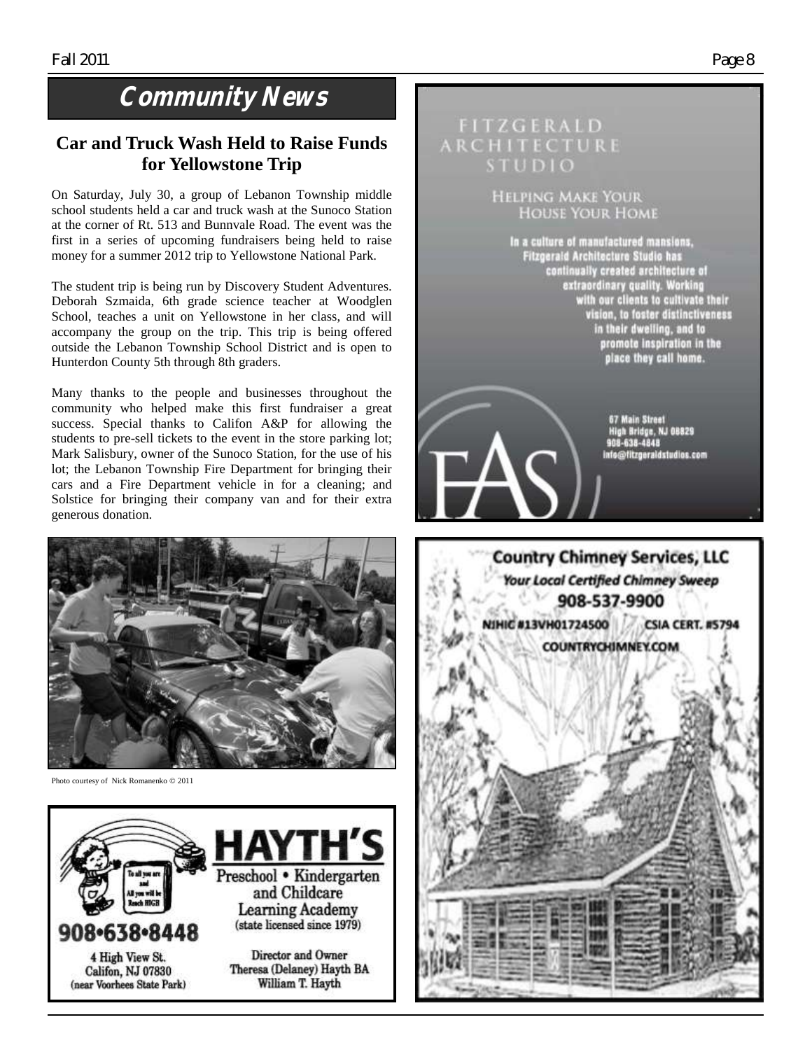# Community News

## Car and Truck Wash Held to Raise Funds for Yellowstone Trip

On Saturday, July 30, a group of Lebanon Township middle school students held a car and truck wash at the Sunoco Station at the corner of Rt. 513 and Bunnvale Road. The event was the first in a series of upcoming fundraisers being held to raise money for a summer 2012 trip to Yellowstone National Park.

The student trip is being run by Discovery Student Adventures. Deborah Szmaida, 6th grade science teacher at Woodglen School, teaches a unit on Yellowstone in her class, and will accompany the group on the trip. This trip is being offered outside the Lebanon Township School District and is open to Hunterdon County 5th through 8th graders.

Many thanks to the people and businesses throughout the community who helped make this first fundraiser a great success. Special thanks to Califon A&P for allowing the students to pre-sell tickets to the event in the store parking lot; Mark Salisbury, owner of the Sunoco Station, for the use of his lot; the Lebanon Township Fire Department for bringing their cars and a Fire Department vehicle in for a cleaning; and Solstice for bringing their company van and for their extra generous donation.

Photo courtesy of Nick Romanenko © 2011

**HAYTH'S**
Preschool • Kindergarten and Childcare Learning Academy
(state licensed since 1979)

To all you are and All you will be Reach HIGH

908•638•8448

4 High View St.
Califon, NJ 07830
(near Voorhees State Park)

Director and Owner
Theresa (Delaney) Hayth BA
William T. Hayth

**FITZGERALD ARCHITECTURE STUDIO**

HELPING MAKE YOUR HOUSE YOUR HOME

In a culture of manufactured mansions, Fitzgerald Architecture Studio has continually created architecture of extraordinary quality. Working with our clients to cultivate their vision, to foster distinctiveness in their dwelling, and to promote inspiration in the place they call home.

67 Main Street
High Bridge, NJ 08829
908-638-4848
info@fitzgeraldstudios.com

FAS

**Country Chimney Services, LLC**
*Your Local Certified Chimney Sweep*
908-537-9900
NJHIC #13VH01724500 CSIA CERT. #5794
COUNTRYCHIMNEY.COM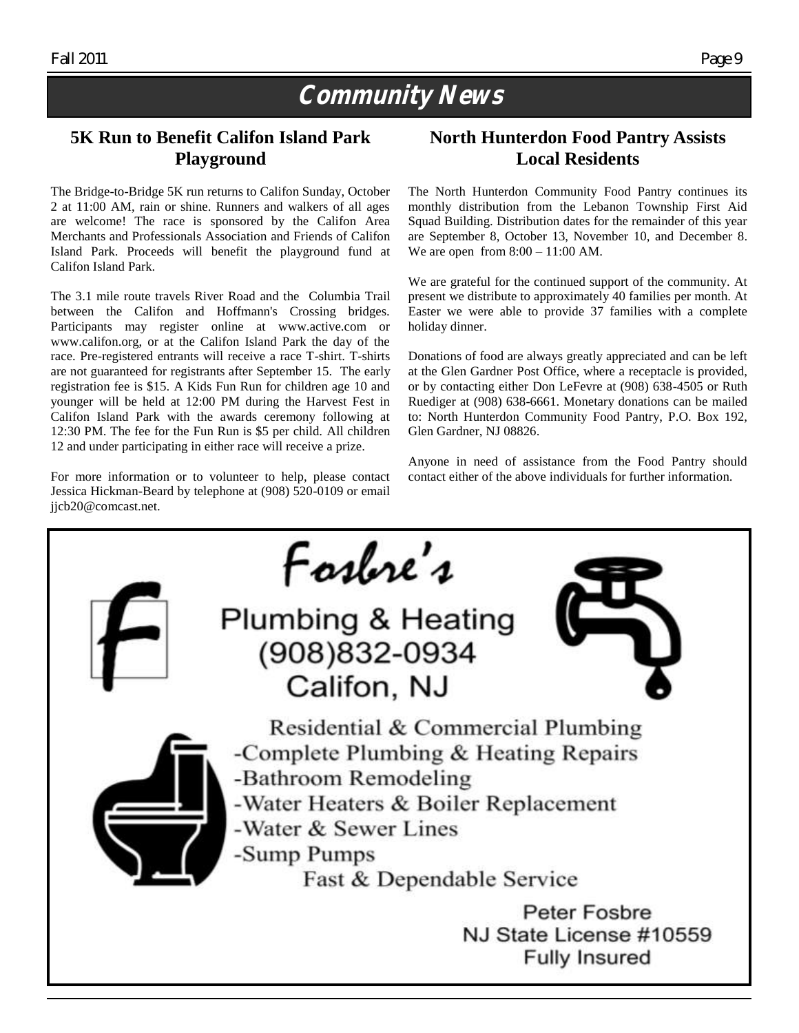# Community News

## 5K Run to Benefit Califon Island Park Playground

The Bridge-to-Bridge 5K run returns to Califon Sunday, October 2 at 11:00 AM, rain or shine. Runners and walkers of all ages are welcome! The race is sponsored by the Califon Area Merchants and Professionals Association and Friends of Califon Island Park. Proceeds will benefit the playground fund at Califon Island Park.

The 3.1 mile route travels River Road and the Columbia Trail between the Califon and Hoffmann's Crossing bridges. Participants may register online at www.active.com or www.califon.org, or at the Califon Island Park the day of the race. Pre-registered entrants will receive a race T-shirt. T-shirts are not guaranteed for registrants after September 15. The early registration fee is $15. A Kids Fun Run for children age 10 and younger will be held at 12:00 PM during the Harvest Fest in Califon Island Park with the awards ceremony following at 12:30 PM. The fee for the Fun Run is $5 per child. All children 12 and under participating in either race will receive a prize.

For more information or to volunteer to help, please contact Jessica Hickman-Beard by telephone at (908) 520-0109 or email jjcb20@comcast.net.

## North Hunterdon Food Pantry Assists Local Residents

The North Hunterdon Community Food Pantry continues its monthly distribution from the Lebanon Township First Aid Squad Building. Distribution dates for the remainder of this year are September 8, October 13, November 10, and December 8. We are open from 8:00 – 11:00 AM.

We are grateful for the continued support of the community. At present we distribute to approximately 40 families per month. At Easter we were able to provide 37 families with a complete holiday dinner.

Donations of food are always greatly appreciated and can be left at the Glen Gardner Post Office, where a receptacle is provided, or by contacting either Don LeFevre at (908) 638-4505 or Ruth Ruediger at (908) 638-6661. Monetary donations can be mailed to: North Hunterdon Community Food Pantry, P.O. Box 192, Glen Gardner, NJ 08826.

Anyone in need of assistance from the Food Pantry should contact either of the above individuals for further information.

---

**Fosbre's**

**Plumbing & Heating**
**(908)832-0934**
**Califon, NJ**

Residential & Commercial Plumbing

- Complete Plumbing & Heating Repairs
- Bathroom Remodeling
- Water Heaters & Boiler Replacement
- Water & Sewer Lines
- Sump Pumps

Fast & Dependable Service

Peter Fosbre
NJ State License #10559
Fully Insured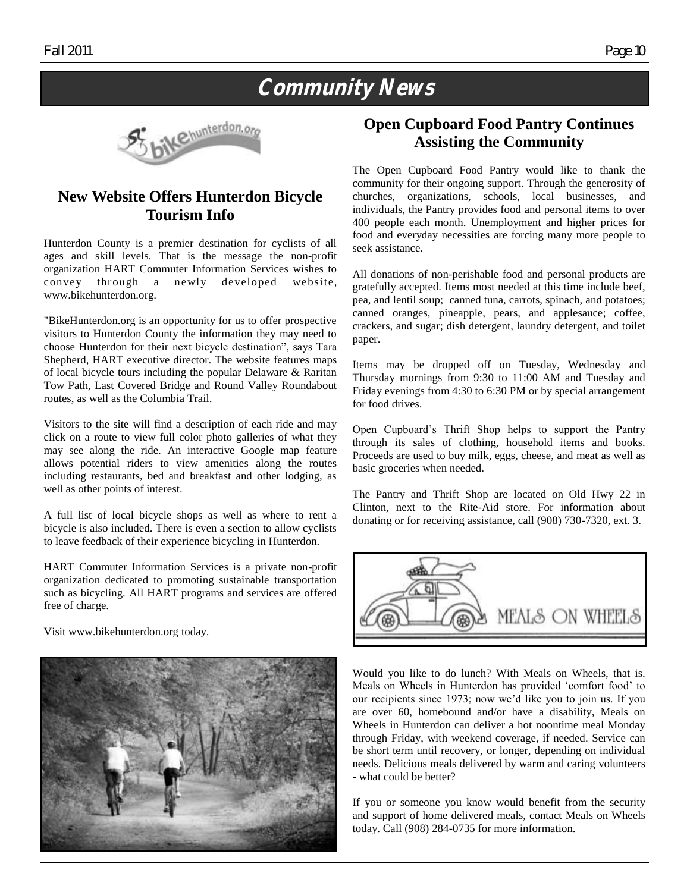# Community News

## New Website Offers Hunterdon Bicycle Tourism Info

Hunterdon County is a premier destination for cyclists of all ages and skill levels. That is the message the non-profit organization HART Commuter Information Services wishes to convey through a newly developed website, www.bikehunterdon.org.

"BikeHunterdon.org is an opportunity for us to offer prospective visitors to Hunterdon County the information they may need to choose Hunterdon for their next bicycle destination", says Tara Shepherd, HART executive director. The website features maps of local bicycle tours including the popular Delaware & Raritan Tow Path, Last Covered Bridge and Round Valley Roundabout routes, as well as the Columbia Trail.

Visitors to the site will find a description of each ride and may click on a route to view full color photo galleries of what they may see along the ride. An interactive Google map feature allows potential riders to view amenities along the routes including restaurants, bed and breakfast and other lodging, as well as other points of interest.

A full list of local bicycle shops as well as where to rent a bicycle is also included. There is even a section to allow cyclists to leave feedback of their experience bicycling in Hunterdon.

HART Commuter Information Services is a private non-profit organization dedicated to promoting sustainable transportation such as bicycling. All HART programs and services are offered free of charge.

Visit www.bikehunterdon.org today.

## Open Cupboard Food Pantry Continues Assisting the Community

The Open Cupboard Food Pantry would like to thank the community for their ongoing support. Through the generosity of churches, organizations, schools, local businesses, and individuals, the Pantry provides food and personal items to over 400 people each month. Unemployment and higher prices for food and everyday necessities are forcing many more people to seek assistance.

All donations of non-perishable food and personal products are gratefully accepted. Items most needed at this time include beef, pea, and lentil soup; canned tuna, carrots, spinach, and potatoes; canned oranges, pineapple, pears, and applesauce; coffee, crackers, and sugar; dish detergent, laundry detergent, and toilet paper.

Items may be dropped off on Tuesday, Wednesday and Thursday mornings from 9:30 to 11:00 AM and Tuesday and Friday evenings from 4:30 to 6:30 PM or by special arrangement for food drives.

Open Cupboard's Thrift Shop helps to support the Pantry through its sales of clothing, household items and books. Proceeds are used to buy milk, eggs, cheese, and meat as well as basic groceries when needed.

The Pantry and Thrift Shop are located on Old Hwy 22 in Clinton, next to the Rite-Aid store. For information about donating or for receiving assistance, call (908) 730-7320, ext. 3.

## MEALS ON WHEELS

Would you like to do lunch? With Meals on Wheels, that is. Meals on Wheels in Hunterdon has provided 'comfort food' to our recipients since 1973; now we'd like you to join us. If you are over 60, homebound and/or have a disability, Meals on Wheels in Hunterdon can deliver a hot noontime meal Monday through Friday, with weekend coverage, if needed. Service can be short term until recovery, or longer, depending on individual needs. Delicious meals delivered by warm and caring volunteers - what could be better?

If you or someone you know would benefit from the security and support of home delivered meals, contact Meals on Wheels today. Call (908) 284-0735 for more information.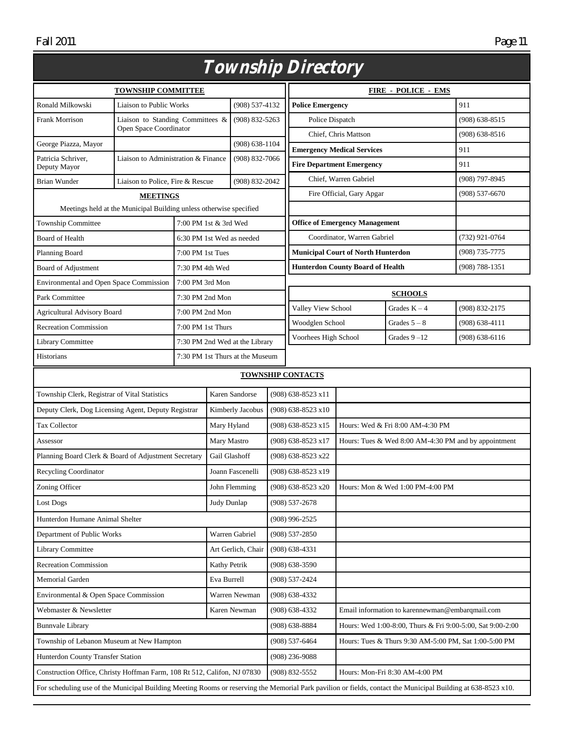# Township Directory

| TOWNSHIP COMMITTEE | | |
|---|---|---|
| Ronald Milkowski | Liaison to Public Works | (908) 537-4132 |
| Frank Morrison | Liaison to Standing Committees & Open Space Coordinator | (908) 832-5263 |
| George Piazza, Mayor | | (908) 638-1104 |
| Patricia Schriver, Deputy Mayor | Liaison to Administration & Finance | (908) 832-7066 |
| Brian Wunder | Liaison to Police, Fire & Rescue | (908) 832-2042 |

**MEETINGS**

Meetings held at the Municipal Building unless otherwise specified

| Meeting | Schedule |
|---|---|
| Township Committee | 7:00 PM 1st & 3rd Wed |
| Board of Health | 6:30 PM 1st Wed as needed |
| Planning Board | 7:00 PM 1st Tues |
| Board of Adjustment | 7:30 PM 4th Wed |
| Environmental and Open Space Commission | 7:00 PM 3rd Mon |
| Park Committee | 7:30 PM 2nd Mon |
| Agricultural Advisory Board | 7:00 PM 2nd Mon |
| Recreation Commission | 7:00 PM 1st Thurs |
| Library Committee | 7:30 PM 2nd Wed at the Library |
| Historians | 7:30 PM 1st Thurs at the Museum |

| FIRE - POLICE - EMS | |
|---|---|
| **Police Emergency** | 911 |
| Police Dispatch | (908) 638-8515 |
| Chief, Chris Mattson | (908) 638-8516 |
| **Emergency Medical Services** | 911 |
| **Fire Department Emergency** | 911 |
| Chief, Warren Gabriel | (908) 797-8945 |
| Fire Official, Gary Apgar | (908) 537-6670 |
| | |
| **Office of Emergency Management** | |
| Coordinator, Warren Gabriel | (732) 921-0764 |
| **Municipal Court of North Hunterdon** | (908) 735-7775 |
| **Hunterdon County Board of Health** | (908) 788-1351 |

| SCHOOLS | | |
|---|---|---|
| Valley View School | Grades K – 4 | (908) 832-2175 |
| Woodglen School | Grades 5 – 8 | (908) 638-4111 |
| Voorhees High School | Grades 9 –12 | (908) 638-6116 |

| TOWNSHIP CONTACTS | | | |
|---|---|---|---|
| Township Clerk, Registrar of Vital Statistics | Karen Sandorse | (908) 638-8523 x11 | |
| Deputy Clerk, Dog Licensing Agent, Deputy Registrar | Kimberly Jacobus | (908) 638-8523 x10 | |
| Tax Collector | Mary Hyland | (908) 638-8523 x15 | Hours: Wed & Fri 8:00 AM-4:30 PM |
| Assessor | Mary Mastro | (908) 638-8523 x17 | Hours: Tues & Wed 8:00 AM-4:30 PM and by appointment |
| Planning Board Clerk & Board of Adjustment Secretary | Gail Glashoff | (908) 638-8523 x22 | |
| Recycling Coordinator | Joann Fascenelli | (908) 638-8523 x19 | |
| Zoning Officer | John Flemming | (908) 638-8523 x20 | Hours: Mon & Wed 1:00 PM-4:00 PM |
| Lost Dogs | Judy Dunlap | (908) 537-2678 | |
| Hunterdon Humane Animal Shelter | | (908) 996-2525 | |
| Department of Public Works | Warren Gabriel | (908) 537-2850 | |
| Library Committee | Art Gerlich, Chair | (908) 638-4331 | |
| Recreation Commission | Kathy Petrik | (908) 638-3590 | |
| Memorial Garden | Eva Burrell | (908) 537-2424 | |
| Environmental & Open Space Commission | Warren Newman | (908) 638-4332 | |
| Webmaster & Newsletter | Karen Newman | (908) 638-4332 | Email information to karennewman@embarqmail.com |
| Bunnvale Library | | (908) 638-8884 | Hours: Wed 1:00-8:00, Thurs & Fri 9:00-5:00, Sat 9:00-2:00 |
| Township of Lebanon Museum at New Hampton | | (908) 537-6464 | Hours: Tues & Thurs 9:30 AM-5:00 PM, Sat 1:00-5:00 PM |
| Hunterdon County Transfer Station | | (908) 236-9088 | |
| Construction Office, Christy Hoffman Farm, 108 Rt 512, Califon, NJ 07830 | | (908) 832-5552 | Hours: Mon-Fri 8:30 AM-4:00 PM |

For scheduling use of the Municipal Building Meeting Rooms or reserving the Memorial Park pavilion or fields, contact the Municipal Building at 638-8523 x10.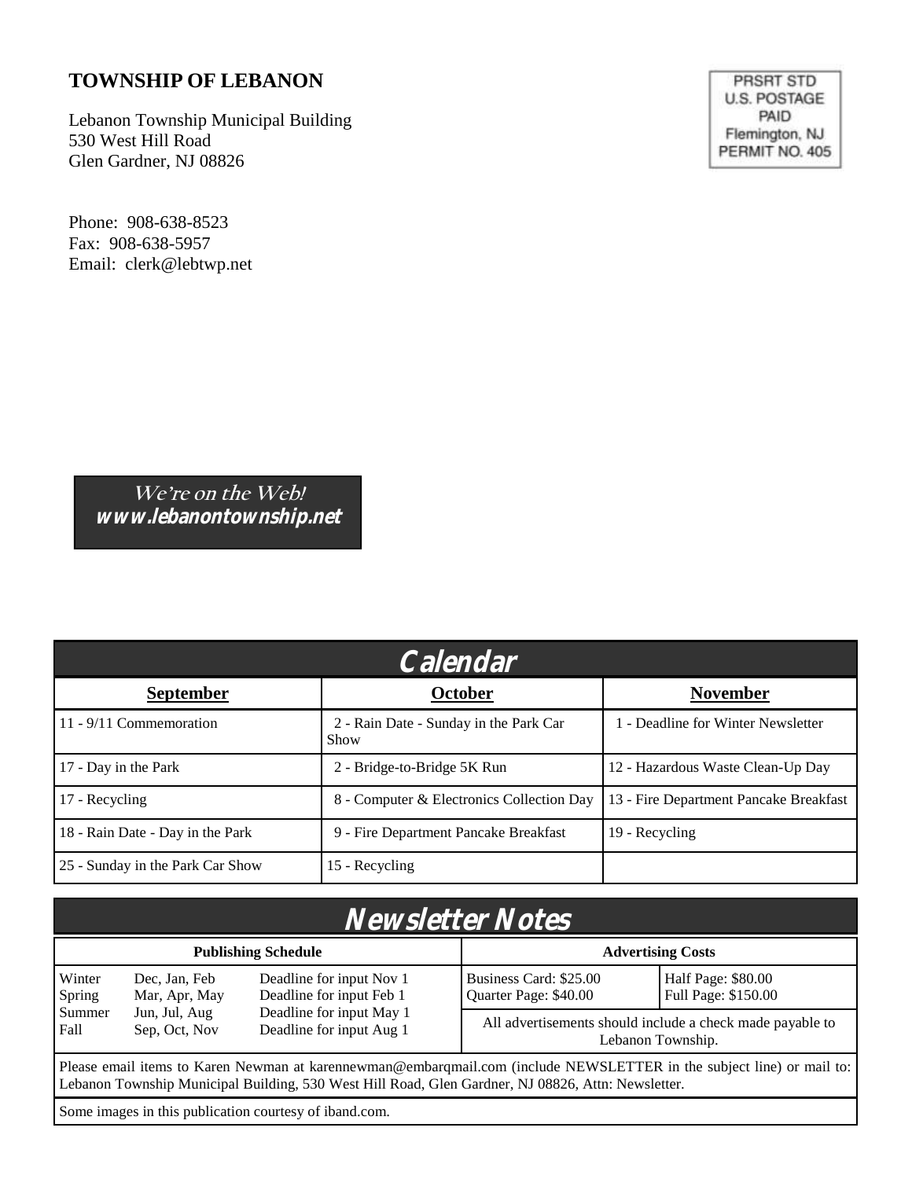**TOWNSHIP OF LEBANON**

Lebanon Township Municipal Building
530 West Hill Road
Glen Gardner, NJ 08826

Phone: 908-638-8523
Fax: 908-638-5957
Email: clerk@lebtwp.net

PRSRT STD
U.S. POSTAGE
PAID
Flemington, NJ
PERMIT NO. 405

*We're on the Web!*
**www.lebanontownship.net**

## Calendar

| September | October | November |
|---|---|---|
| 11 - 9/11 Commemoration | 2 - Rain Date - Sunday in the Park Car Show | 1 - Deadline for Winter Newsletter |
| 17 - Day in the Park | 2 - Bridge-to-Bridge 5K Run | 12 - Hazardous Waste Clean-Up Day |
| 17 - Recycling | 8 - Computer & Electronics Collection Day | 13 - Fire Department Pancake Breakfast |
| 18 - Rain Date - Day in the Park | 9 - Fire Department Pancake Breakfast | 19 - Recycling |
| 25 - Sunday in the Park Car Show | 15 - Recycling | |

## Newsletter Notes

**Publishing Schedule**

| | | |
|---|---|---|
| Winter | Dec, Jan, Feb | Deadline for input Nov 1 |
| Spring | Mar, Apr, May | Deadline for input Feb 1 |
| Summer | Jun, Jul, Aug | Deadline for input May 1 |
| Fall | Sep, Oct, Nov | Deadline for input Aug 1 |

**Advertising Costs**

| | |
|---|---|
| Business Card: $25.00 | Half Page: $80.00 |
| Quarter Page: $40.00 | Full Page: $150.00 |

All advertisements should include a check made payable to Lebanon Township.

Please email items to Karen Newman at karennewman@embarqmail.com (include NEWSLETTER in the subject line) or mail to: Lebanon Township Municipal Building, 530 West Hill Road, Glen Gardner, NJ 08826, Attn: Newsletter.

Some images in this publication courtesy of iband.com.